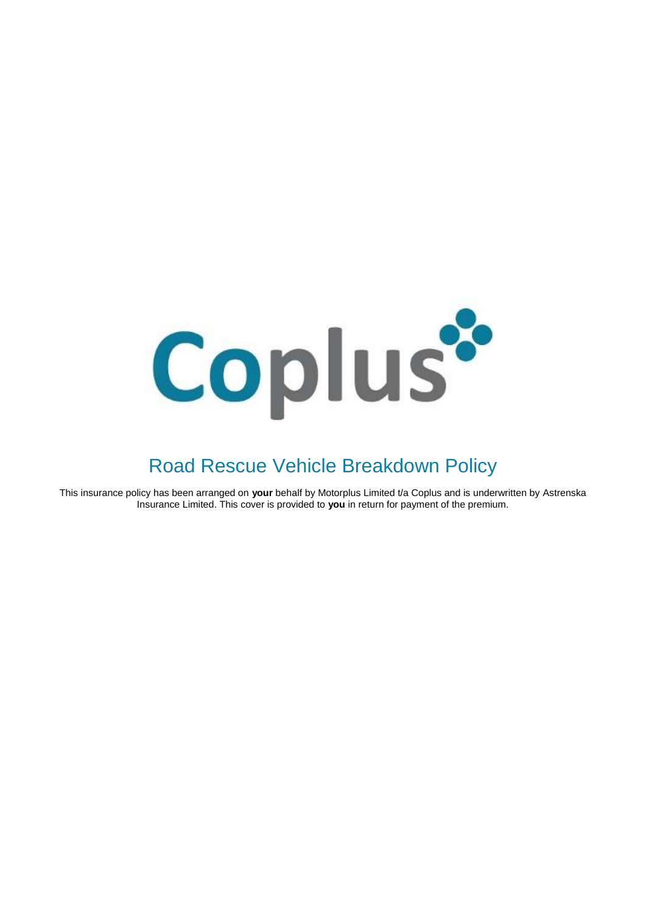Coplus

# Road Rescue Vehicle Breakdown Policy

This insurance policy has been arranged on **your** behalf by Motorplus Limited t/a Coplus and is underwritten by Astrenska Insurance Limited. This cover is provided to **you** in return for payment of the premium.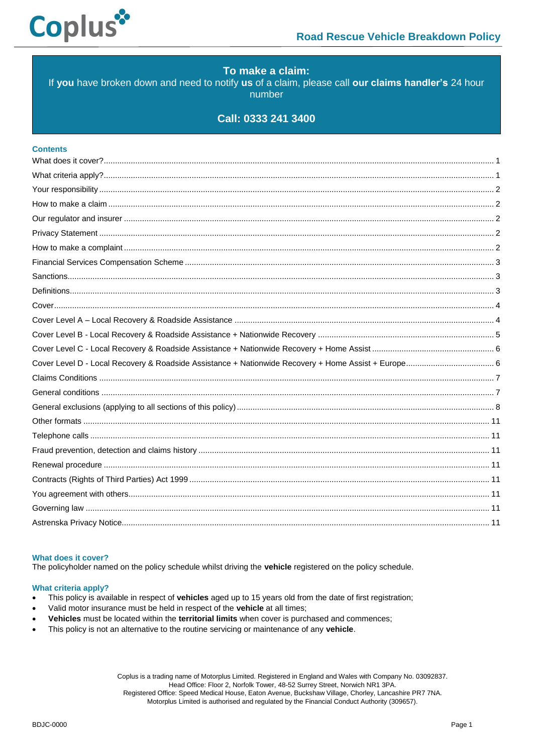# Road Rescue Vehicle Breakdown Policy

**To make a claim:**
If **you** have broken down and need to notify **us** of a claim, please call **our claims handler's** 24 hour number

**Call: 0333 241 3400**

## Contents

| | |
|---|---|
| What does it cover? | 1 |
| What criteria apply? | 1 |
| Your responsibility | 2 |
| How to make a claim | 2 |
| Our regulator and insurer | 2 |
| Privacy Statement | 2 |
| How to make a complaint | 2 |
| Financial Services Compensation Scheme | 3 |
| Sanctions | 3 |
| Definitions | 3 |
| Cover | 4 |
| Cover Level A – Local Recovery & Roadside Assistance | 4 |
| Cover Level B - Local Recovery & Roadside Assistance + Nationwide Recovery | 5 |
| Cover Level C - Local Recovery & Roadside Assistance + Nationwide Recovery + Home Assist | 6 |
| Cover Level D - Local Recovery & Roadside Assistance + Nationwide Recovery + Home Assist + Europe | 6 |
| Claims Conditions | 7 |
| General conditions | 7 |
| General exclusions (applying to all sections of this policy) | 8 |
| Other formats | 11 |
| Telephone calls | 11 |
| Fraud prevention, detection and claims history | 11 |
| Renewal procedure | 11 |
| Contracts (Rights of Third Parties) Act 1999 | 11 |
| You agreement with others | 11 |
| Governing law | 11 |
| Astrenska Privacy Notice | 11 |

## What does it cover?

The policyholder named on the policy schedule whilst driving the **vehicle** registered on the policy schedule.

## What criteria apply?

- This policy is available in respect of **vehicles** aged up to 15 years old from the date of first registration;
- Valid motor insurance must be held in respect of the **vehicle** at all times;
- **Vehicles** must be located within the **territorial limits** when cover is purchased and commences;
- This policy is not an alternative to the routine servicing or maintenance of any **vehicle**.

Coplus is a trading name of Motorplus Limited. Registered in England and Wales with Company No. 03092837.
Head Office: Floor 2, Norfolk Tower, 48-52 Surrey Street, Norwich NR1 3PA.
Registered Office: Speed Medical House, Eaton Avenue, Buckshaw Village, Chorley, Lancashire PR7 7NA.
Motorplus Limited is authorised and regulated by the Financial Conduct Authority (309657).

BDJC-0000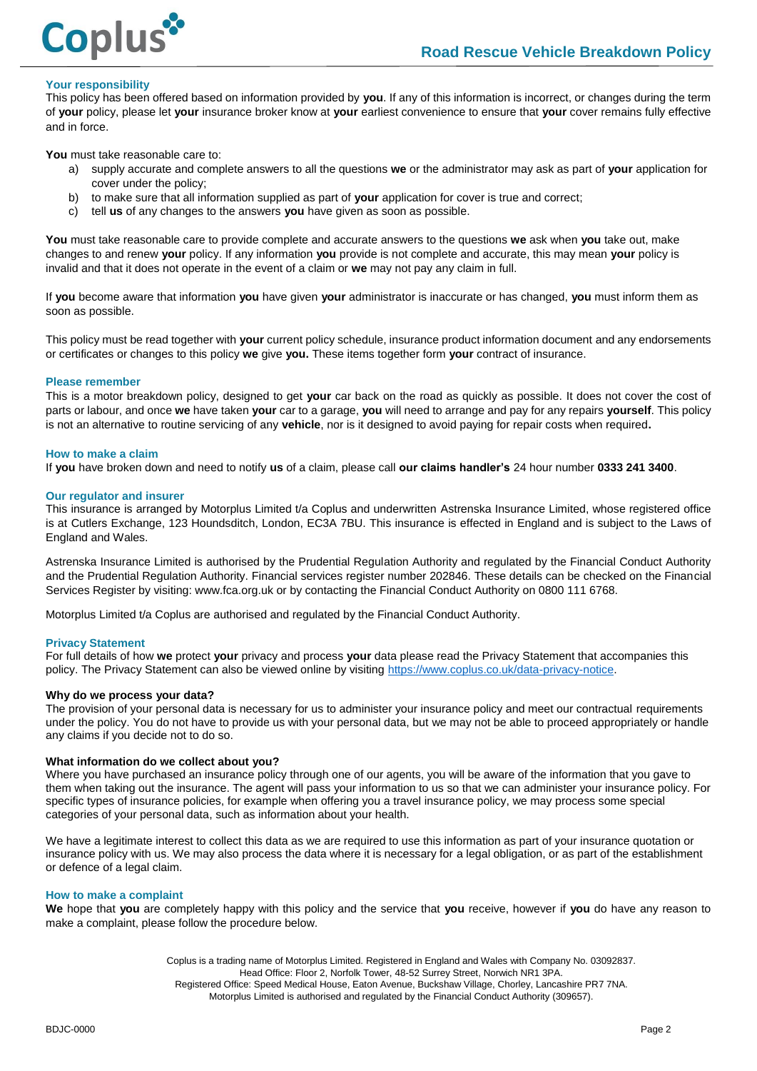### Your responsibility

This policy has been offered based on information provided by **you**. If any of this information is incorrect, or changes during the term of **your** policy, please let **your** insurance broker know at **your** earliest convenience to ensure that **your** cover remains fully effective and in force.

**You** must take reasonable care to:

a) supply accurate and complete answers to all the questions **we** or the administrator may ask as part of **your** application for cover under the policy;
b) to make sure that all information supplied as part of **your** application for cover is true and correct;
c) tell **us** of any changes to the answers **you** have given as soon as possible.

**You** must take reasonable care to provide complete and accurate answers to the questions **we** ask when **you** take out, make changes to and renew **your** policy. If any information **you** provide is not complete and accurate, this may mean **your** policy is invalid and that it does not operate in the event of a claim or **we** may not pay any claim in full.

If **you** become aware that information **you** have given **your** administrator is inaccurate or has changed, **you** must inform them as soon as possible.

This policy must be read together with **your** current policy schedule, insurance product information document and any endorsements or certificates or changes to this policy **we** give **you.** These items together form **your** contract of insurance.

### Please remember

This is a motor breakdown policy, designed to get **your** car back on the road as quickly as possible. It does not cover the cost of parts or labour, and once **we** have taken **your** car to a garage, **you** will need to arrange and pay for any repairs **yourself**. This policy is not an alternative to routine servicing of any **vehicle**, nor is it designed to avoid paying for repair costs when required**.**

### How to make a claim

If **you** have broken down and need to notify **us** of a claim, please call **our claims handler's** 24 hour number **0333 241 3400**.

### Our regulator and insurer

This insurance is arranged by Motorplus Limited t/a Coplus and underwritten Astrenska Insurance Limited, whose registered office is at Cutlers Exchange, 123 Houndsditch, London, EC3A 7BU. This insurance is effected in England and is subject to the Laws of England and Wales.

Astrenska Insurance Limited is authorised by the Prudential Regulation Authority and regulated by the Financial Conduct Authority and the Prudential Regulation Authority. Financial services register number 202846. These details can be checked on the Financial Services Register by visiting: www.fca.org.uk or by contacting the Financial Conduct Authority on 0800 111 6768.

Motorplus Limited t/a Coplus are authorised and regulated by the Financial Conduct Authority.

### Privacy Statement

For full details of how **we** protect **your** privacy and process **your** data please read the Privacy Statement that accompanies this policy. The Privacy Statement can also be viewed online by visiting https://www.coplus.co.uk/data-privacy-notice.

**Why do we process your data?**

The provision of your personal data is necessary for us to administer your insurance policy and meet our contractual requirements under the policy. You do not have to provide us with your personal data, but we may not be able to proceed appropriately or handle any claims if you decide not to do so.

**What information do we collect about you?**

Where you have purchased an insurance policy through one of our agents, you will be aware of the information that you gave to them when taking out the insurance. The agent will pass your information to us so that we can administer your insurance policy. For specific types of insurance policies, for example when offering you a travel insurance policy, we may process some special categories of your personal data, such as information about your health.

We have a legitimate interest to collect this data as we are required to use this information as part of your insurance quotation or insurance policy with us. We may also process the data where it is necessary for a legal obligation, or as part of the establishment or defence of a legal claim.

### How to make a complaint

**We** hope that **you** are completely happy with this policy and the service that **you** receive, however if **you** do have any reason to make a complaint, please follow the procedure below.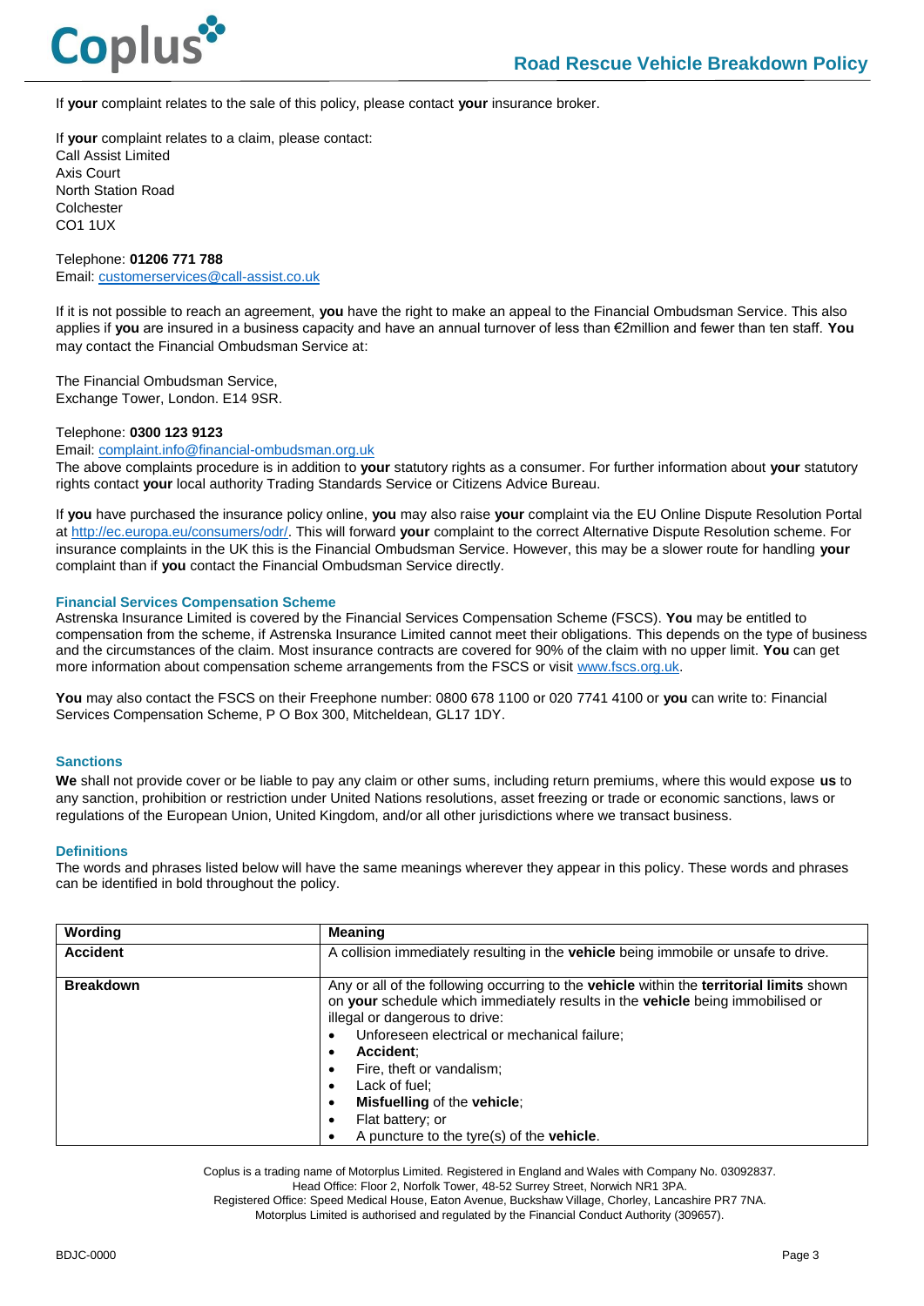If **your** complaint relates to the sale of this policy, please contact **your** insurance broker.

If **your** complaint relates to a claim, please contact:
Call Assist Limited
Axis Court
North Station Road
Colchester
CO1 1UX

Telephone: **01206 771 788**
Email: customerservices@call-assist.co.uk

If it is not possible to reach an agreement, **you** have the right to make an appeal to the Financial Ombudsman Service. This also applies if **you** are insured in a business capacity and have an annual turnover of less than €2million and fewer than ten staff. **You** may contact the Financial Ombudsman Service at:

The Financial Ombudsman Service,
Exchange Tower, London. E14 9SR.

Telephone: **0300 123 9123**
Email: complaint.info@financial-ombudsman.org.uk
The above complaints procedure is in addition to **your** statutory rights as a consumer. For further information about **your** statutory rights contact **your** local authority Trading Standards Service or Citizens Advice Bureau.

If **you** have purchased the insurance policy online, **you** may also raise **your** complaint via the EU Online Dispute Resolution Portal at http://ec.europa.eu/consumers/odr/. This will forward **your** complaint to the correct Alternative Dispute Resolution scheme. For insurance complaints in the UK this is the Financial Ombudsman Service. However, this may be a slower route for handling **your** complaint than if **you** contact the Financial Ombudsman Service directly.

### Financial Services Compensation Scheme

Astrenska Insurance Limited is covered by the Financial Services Compensation Scheme (FSCS). **You** may be entitled to compensation from the scheme, if Astrenska Insurance Limited cannot meet their obligations. This depends on the type of business and the circumstances of the claim. Most insurance contracts are covered for 90% of the claim with no upper limit. **You** can get more information about compensation scheme arrangements from the FSCS or visit www.fscs.org.uk.

**You** may also contact the FSCS on their Freephone number: 0800 678 1100 or 020 7741 4100 or **you** can write to: Financial Services Compensation Scheme, P O Box 300, Mitcheldean, GL17 1DY.

### Sanctions

**We** shall not provide cover or be liable to pay any claim or other sums, including return premiums, where this would expose **us** to any sanction, prohibition or restriction under United Nations resolutions, asset freezing or trade or economic sanctions, laws or regulations of the European Union, United Kingdom, and/or all other jurisdictions where we transact business.

### Definitions

The words and phrases listed below will have the same meanings wherever they appear in this policy. These words and phrases can be identified in bold throughout the policy.

| Wording | Meaning |
|---|---|
| **Accident** | A collision immediately resulting in the **vehicle** being immobile or unsafe to drive. |
| **Breakdown** | Any or all of the following occurring to the **vehicle** within the **territorial limits** shown on **your** schedule which immediately results in the **vehicle** being immobilised or illegal or dangerous to drive:<br>• Unforeseen electrical or mechanical failure;<br>• **Accident**;<br>• Fire, theft or vandalism;<br>• Lack of fuel;<br>• **Misfuelling** of the **vehicle**;<br>• Flat battery; or<br>• A puncture to the tyre(s) of the **vehicle**. |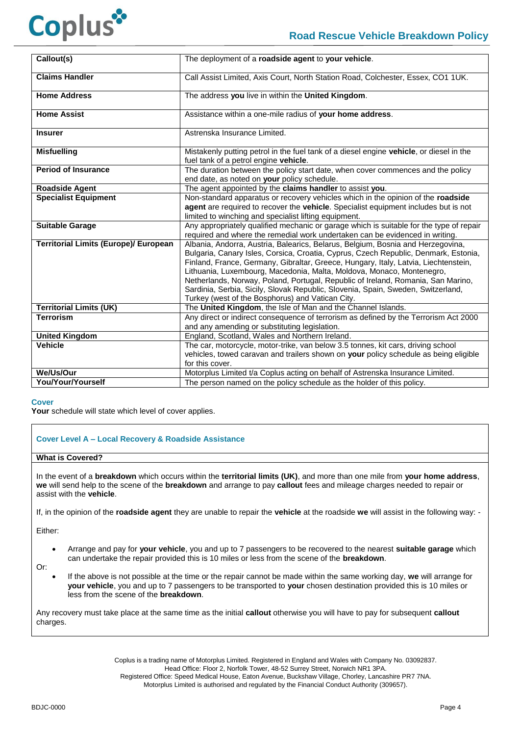| Callout(s) | The deployment of a **roadside agent** to **your vehicle**. |
|---|---|
| **Claims Handler** | Call Assist Limited, Axis Court, North Station Road, Colchester, Essex, CO1 1UK. |
| **Home Address** | The address **you** live in within the **United Kingdom**. |
| **Home Assist** | Assistance within a one-mile radius of **your home address**. |
| **Insurer** | Astrenska Insurance Limited. |
| **Misfuelling** | Mistakenly putting petrol in the fuel tank of a diesel engine **vehicle**, or diesel in the fuel tank of a petrol engine **vehicle**. |
| **Period of Insurance** | The duration between the policy start date, when cover commences and the policy end date, as noted on **your** policy schedule. |
| **Roadside Agent** | The agent appointed by the **claims handler** to assist **you**. |
| **Specialist Equipment** | Non-standard apparatus or recovery vehicles which in the opinion of the **roadside agent** are required to recover the **vehicle**. Specialist equipment includes but is not limited to winching and specialist lifting equipment. |
| **Suitable Garage** | Any appropriately qualified mechanic or garage which is suitable for the type of repair required and where the remedial work undertaken can be evidenced in writing. |
| **Territorial Limits (Europe)/ European** | Albania, Andorra, Austria, Balearics, Belarus, Belgium, Bosnia and Herzegovina, Bulgaria, Canary Isles, Corsica, Croatia, Cyprus, Czech Republic, Denmark, Estonia, Finland, France, Germany, Gibraltar, Greece, Hungary, Italy, Latvia, Liechtenstein, Lithuania, Luxembourg, Macedonia, Malta, Moldova, Monaco, Montenegro, Netherlands, Norway, Poland, Portugal, Republic of Ireland, Romania, San Marino, Sardinia, Serbia, Sicily, Slovak Republic, Slovenia, Spain, Sweden, Switzerland, Turkey (west of the Bosphorus) and Vatican City. |
| **Territorial Limits (UK)** | The **United Kingdom**, the Isle of Man and the Channel Islands. |
| **Terrorism** | Any direct or indirect consequence of terrorism as defined by the Terrorism Act 2000 and any amending or substituting legislation. |
| **United Kingdom** | England, Scotland, Wales and Northern Ireland. |
| **Vehicle** | The car, motorcycle, motor-trike, van below 3.5 tonnes, kit cars, driving school vehicles, towed caravan and trailers shown on **your** policy schedule as being eligible for this cover. |
| **We/Us/Our** | Motorplus Limited t/a Coplus acting on behalf of Astrenska Insurance Limited. |
| **You/Your/Yourself** | The person named on the policy schedule as the holder of this policy. |

## Cover

**Your** schedule will state which level of cover applies.

### Cover Level A – Local Recovery & Roadside Assistance

**What is Covered?**

In the event of a **breakdown** which occurs within the **territorial limits (UK)**, and more than one mile from **your home address**, **we** will send help to the scene of the **breakdown** and arrange to pay **callout** fees and mileage charges needed to repair or assist with the **vehicle**.

If, in the opinion of the **roadside agent** they are unable to repair the **vehicle** at the roadside **we** will assist in the following way: -

Either:

- Arrange and pay for **your vehicle**, you and up to 7 passengers to be recovered to the nearest **suitable garage** which can undertake the repair provided this is 10 miles or less from the scene of the **breakdown**.

Or:

- If the above is not possible at the time or the repair cannot be made within the same working day, **we** will arrange for **your vehicle**, you and up to 7 passengers to be transported to **your** chosen destination provided this is 10 miles or less from the scene of the **breakdown**.

Any recovery must take place at the same time as the initial **callout** otherwise you will have to pay for subsequent **callout** charges.

Coplus is a trading name of Motorplus Limited. Registered in England and Wales with Company No. 03092837. Head Office: Floor 2, Norfolk Tower, 48-52 Surrey Street, Norwich NR1 3PA. Registered Office: Speed Medical House, Eaton Avenue, Buckshaw Village, Chorley, Lancashire PR7 7NA. Motorplus Limited is authorised and regulated by the Financial Conduct Authority (309657).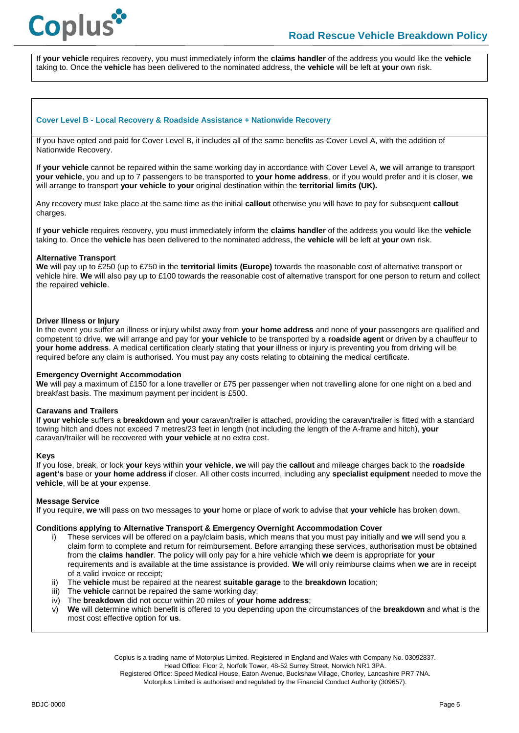If **your vehicle** requires recovery, you must immediately inform the **claims handler** of the address you would like the **vehicle** taking to. Once the **vehicle** has been delivered to the nominated address, the **vehicle** will be left at **your** own risk.

## Cover Level B - Local Recovery & Roadside Assistance + Nationwide Recovery

If you have opted and paid for Cover Level B, it includes all of the same benefits as Cover Level A, with the addition of Nationwide Recovery.

If **your vehicle** cannot be repaired within the same working day in accordance with Cover Level A, **we** will arrange to transport **your vehicle**, you and up to 7 passengers to be transported to **your home address**, or if you would prefer and it is closer, **we** will arrange to transport **your vehicle** to **your** original destination within the **territorial limits (UK).**

Any recovery must take place at the same time as the initial **callout** otherwise you will have to pay for subsequent **callout** charges.

If **your vehicle** requires recovery, you must immediately inform the **claims handler** of the address you would like the **vehicle** taking to. Once the **vehicle** has been delivered to the nominated address, the **vehicle** will be left at **your** own risk.

### Alternative Transport

**We** will pay up to £250 (up to £750 in the **territorial limits (Europe)** towards the reasonable cost of alternative transport or vehicle hire. **We** will also pay up to £100 towards the reasonable cost of alternative transport for one person to return and collect the repaired **vehicle**.

### Driver Illness or Injury

In the event you suffer an illness or injury whilst away from **your home address** and none of **your** passengers are qualified and competent to drive, **we** will arrange and pay for **your vehicle** to be transported by a **roadside agent** or driven by a chauffeur to **your home address**. A medical certification clearly stating that **your** illness or injury is preventing you from driving will be required before any claim is authorised. You must pay any costs relating to obtaining the medical certificate.

### Emergency Overnight Accommodation

**We** will pay a maximum of £150 for a lone traveller or £75 per passenger when not travelling alone for one night on a bed and breakfast basis. The maximum payment per incident is £500.

### Caravans and Trailers

If **your vehicle** suffers a **breakdown** and **your** caravan/trailer is attached, providing the caravan/trailer is fitted with a standard towing hitch and does not exceed 7 metres/23 feet in length (not including the length of the A-frame and hitch), **your** caravan/trailer will be recovered with **your vehicle** at no extra cost.

### Keys

If you lose, break, or lock **your** keys within **your vehicle**, **we** will pay the **callout** and mileage charges back to the **roadside agent's** base or **your home address** if closer. All other costs incurred, including any **specialist equipment** needed to move the **vehicle**, will be at **your** expense.

### Message Service

If you require, **we** will pass on two messages to **your** home or place of work to advise that **your vehicle** has broken down.

### Conditions applying to Alternative Transport & Emergency Overnight Accommodation Cover

- i) These services will be offered on a pay/claim basis, which means that you must pay initially and **we** will send you a claim form to complete and return for reimbursement. Before arranging these services, authorisation must be obtained from the **claims handler**. The policy will only pay for a hire vehicle which **we** deem is appropriate for **your** requirements and is available at the time assistance is provided. **We** will only reimburse claims when **we** are in receipt of a valid invoice or receipt;
- ii) The **vehicle** must be repaired at the nearest **suitable garage** to the **breakdown** location;
- iii) The **vehicle** cannot be repaired the same working day;
- iv) The **breakdown** did not occur within 20 miles of **your home address**;
- v) **We** will determine which benefit is offered to you depending upon the circumstances of the **breakdown** and what is the most cost effective option for **us**.

Coplus is a trading name of Motorplus Limited. Registered in England and Wales with Company No. 03092837.
Head Office: Floor 2, Norfolk Tower, 48-52 Surrey Street, Norwich NR1 3PA.
Registered Office: Speed Medical House, Eaton Avenue, Buckshaw Village, Chorley, Lancashire PR7 7NA.
Motorplus Limited is authorised and regulated by the Financial Conduct Authority (309657).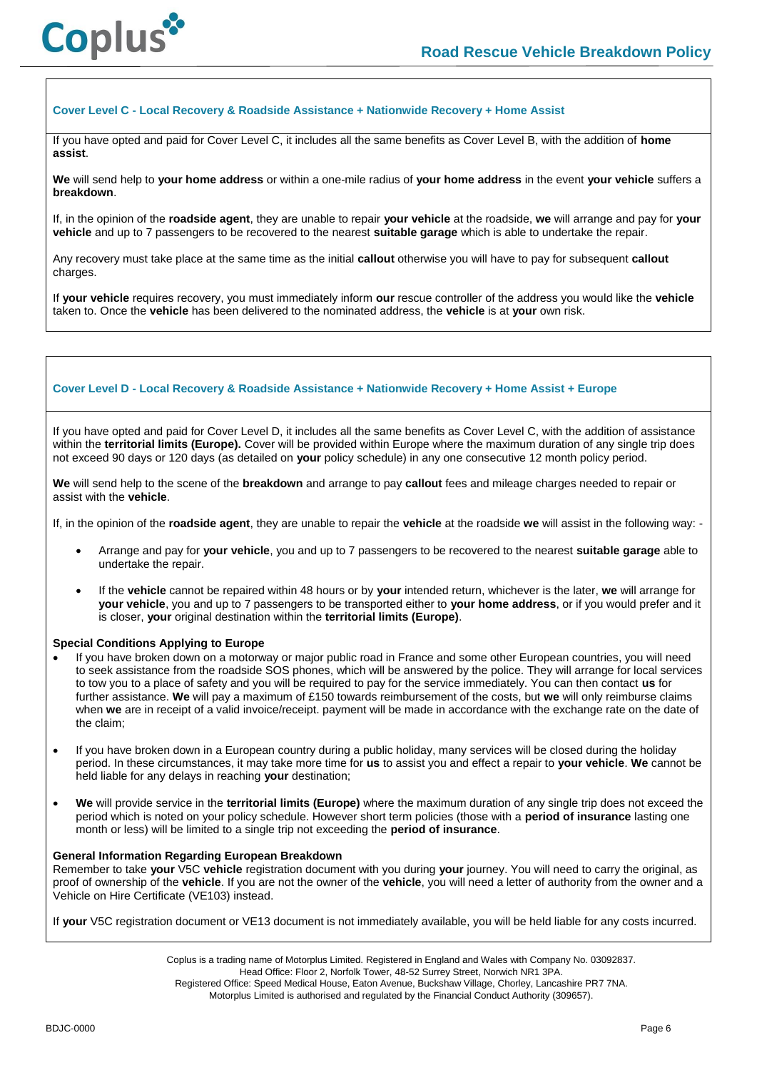### Cover Level C - Local Recovery & Roadside Assistance + Nationwide Recovery + Home Assist

If you have opted and paid for Cover Level C, it includes all the same benefits as Cover Level B, with the addition of **home assist**.

**We** will send help to **your home address** or within a one-mile radius of **your home address** in the event **your vehicle** suffers a **breakdown**.

If, in the opinion of the **roadside agent**, they are unable to repair **your vehicle** at the roadside, **we** will arrange and pay for **your vehicle** and up to 7 passengers to be recovered to the nearest **suitable garage** which is able to undertake the repair.

Any recovery must take place at the same time as the initial **callout** otherwise you will have to pay for subsequent **callout** charges.

If **your vehicle** requires recovery, you must immediately inform **our** rescue controller of the address you would like the **vehicle** taken to. Once the **vehicle** has been delivered to the nominated address, the **vehicle** is at **your** own risk.

### Cover Level D - Local Recovery & Roadside Assistance + Nationwide Recovery + Home Assist + Europe

If you have opted and paid for Cover Level D, it includes all the same benefits as Cover Level C, with the addition of assistance within the **territorial limits (Europe).** Cover will be provided within Europe where the maximum duration of any single trip does not exceed 90 days or 120 days (as detailed on **your** policy schedule) in any one consecutive 12 month policy period.

**We** will send help to the scene of the **breakdown** and arrange to pay **callout** fees and mileage charges needed to repair or assist with the **vehicle**.

If, in the opinion of the **roadside agent**, they are unable to repair the **vehicle** at the roadside **we** will assist in the following way: -

- Arrange and pay for **your vehicle**, you and up to 7 passengers to be recovered to the nearest **suitable garage** able to undertake the repair.
- If the **vehicle** cannot be repaired within 48 hours or by **your** intended return, whichever is the later, **we** will arrange for **your vehicle**, you and up to 7 passengers to be transported either to **your home address**, or if you would prefer and it is closer, **your** original destination within the **territorial limits (Europe)**.

**Special Conditions Applying to Europe**

- If you have broken down on a motorway or major public road in France and some other European countries, you will need to seek assistance from the roadside SOS phones, which will be answered by the police. They will arrange for local services to tow you to a place of safety and you will be required to pay for the service immediately. You can then contact **us** for further assistance. **We** will pay a maximum of £150 towards reimbursement of the costs, but **we** will only reimburse claims when **we** are in receipt of a valid invoice/receipt. payment will be made in accordance with the exchange rate on the date of the claim;
- If you have broken down in a European country during a public holiday, many services will be closed during the holiday period. In these circumstances, it may take more time for **us** to assist you and effect a repair to **your vehicle**. **We** cannot be held liable for any delays in reaching **your** destination;
- **We** will provide service in the **territorial limits (Europe)** where the maximum duration of any single trip does not exceed the period which is noted on your policy schedule. However short term policies (those with a **period of insurance** lasting one month or less) will be limited to a single trip not exceeding the **period of insurance**.

**General Information Regarding European Breakdown**

Remember to take **your** V5C **vehicle** registration document with you during **your** journey. You will need to carry the original, as proof of ownership of the **vehicle**. If you are not the owner of the **vehicle**, you will need a letter of authority from the owner and a Vehicle on Hire Certificate (VE103) instead.

If **your** V5C registration document or VE13 document is not immediately available, you will be held liable for any costs incurred.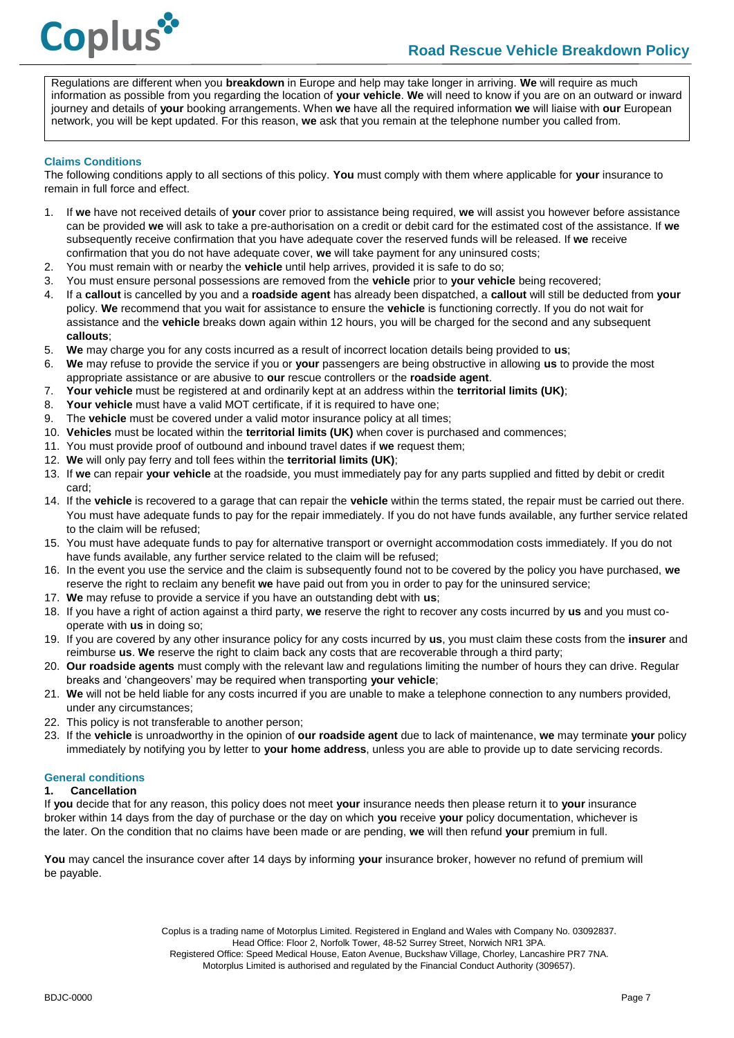Regulations are different when you **breakdown** in Europe and help may take longer in arriving. **We** will require as much information as possible from you regarding the location of **your vehicle**. **We** will need to know if you are on an outward or inward journey and details of **your** booking arrangements. When **we** have all the required information **we** will liaise with **our** European network, you will be kept updated. For this reason, **we** ask that you remain at the telephone number you called from.

### Claims Conditions

The following conditions apply to all sections of this policy. **You** must comply with them where applicable for **your** insurance to remain in full force and effect.

1. If **we** have not received details of **your** cover prior to assistance being required, **we** will assist you however before assistance can be provided **we** will ask to take a pre-authorisation on a credit or debit card for the estimated cost of the assistance. If **we** subsequently receive confirmation that you have adequate cover the reserved funds will be released. If **we** receive confirmation that you do not have adequate cover, **we** will take payment for any uninsured costs;
2. You must remain with or nearby the **vehicle** until help arrives, provided it is safe to do so;
3. You must ensure personal possessions are removed from the **vehicle** prior to **your vehicle** being recovered;
4. If a **callout** is cancelled by you and a **roadside agent** has already been dispatched, a **callout** will still be deducted from **your** policy. **We** recommend that you wait for assistance to ensure the **vehicle** is functioning correctly. If you do not wait for assistance and the **vehicle** breaks down again within 12 hours, you will be charged for the second and any subsequent **callouts**;
5. **We** may charge you for any costs incurred as a result of incorrect location details being provided to **us**;
6. **We** may refuse to provide the service if you or **your** passengers are being obstructive in allowing **us** to provide the most appropriate assistance or are abusive to **our** rescue controllers or the **roadside agent**.
7. **Your vehicle** must be registered at and ordinarily kept at an address within the **territorial limits (UK)**;
8. **Your vehicle** must have a valid MOT certificate, if it is required to have one;
9. The **vehicle** must be covered under a valid motor insurance policy at all times;
10. **Vehicles** must be located within the **territorial limits (UK)** when cover is purchased and commences;
11. You must provide proof of outbound and inbound travel dates if **we** request them;
12. **We** will only pay ferry and toll fees within the **territorial limits (UK)**;
13. If **we** can repair **your vehicle** at the roadside, you must immediately pay for any parts supplied and fitted by debit or credit card;
14. If the **vehicle** is recovered to a garage that can repair the **vehicle** within the terms stated, the repair must be carried out there. You must have adequate funds to pay for the repair immediately. If you do not have funds available, any further service related to the claim will be refused;
15. You must have adequate funds to pay for alternative transport or overnight accommodation costs immediately. If you do not have funds available, any further service related to the claim will be refused;
16. In the event you use the service and the claim is subsequently found not to be covered by the policy you have purchased, **we** reserve the right to reclaim any benefit **we** have paid out from you in order to pay for the uninsured service;
17. **We** may refuse to provide a service if you have an outstanding debt with **us**;
18. If you have a right of action against a third party, **we** reserve the right to recover any costs incurred by **us** and you must co-operate with **us** in doing so;
19. If you are covered by any other insurance policy for any costs incurred by **us**, you must claim these costs from the **insurer** and reimburse **us**. **We** reserve the right to claim back any costs that are recoverable through a third party;
20. **Our roadside agents** must comply with the relevant law and regulations limiting the number of hours they can drive. Regular breaks and 'changeovers' may be required when transporting **your vehicle**;
21. **We** will not be held liable for any costs incurred if you are unable to make a telephone connection to any numbers provided, under any circumstances;
22. This policy is not transferable to another person;
23. If the **vehicle** is unroadworthy in the opinion of **our roadside agent** due to lack of maintenance, **we** may terminate **your** policy immediately by notifying you by letter to **your home address**, unless you are able to provide up to date servicing records.

### General conditions

**1. Cancellation**

If **you** decide that for any reason, this policy does not meet **your** insurance needs then please return it to **your** insurance broker within 14 days from the day of purchase or the day on which **you** receive **your** policy documentation, whichever is the later. On the condition that no claims have been made or are pending, **we** will then refund **your** premium in full.

**You** may cancel the insurance cover after 14 days by informing **your** insurance broker, however no refund of premium will be payable.

Coplus is a trading name of Motorplus Limited. Registered in England and Wales with Company No. 03092837.
Head Office: Floor 2, Norfolk Tower, 48-52 Surrey Street, Norwich NR1 3PA.
Registered Office: Speed Medical House, Eaton Avenue, Buckshaw Village, Chorley, Lancashire PR7 7NA.
Motorplus Limited is authorised and regulated by the Financial Conduct Authority (309657).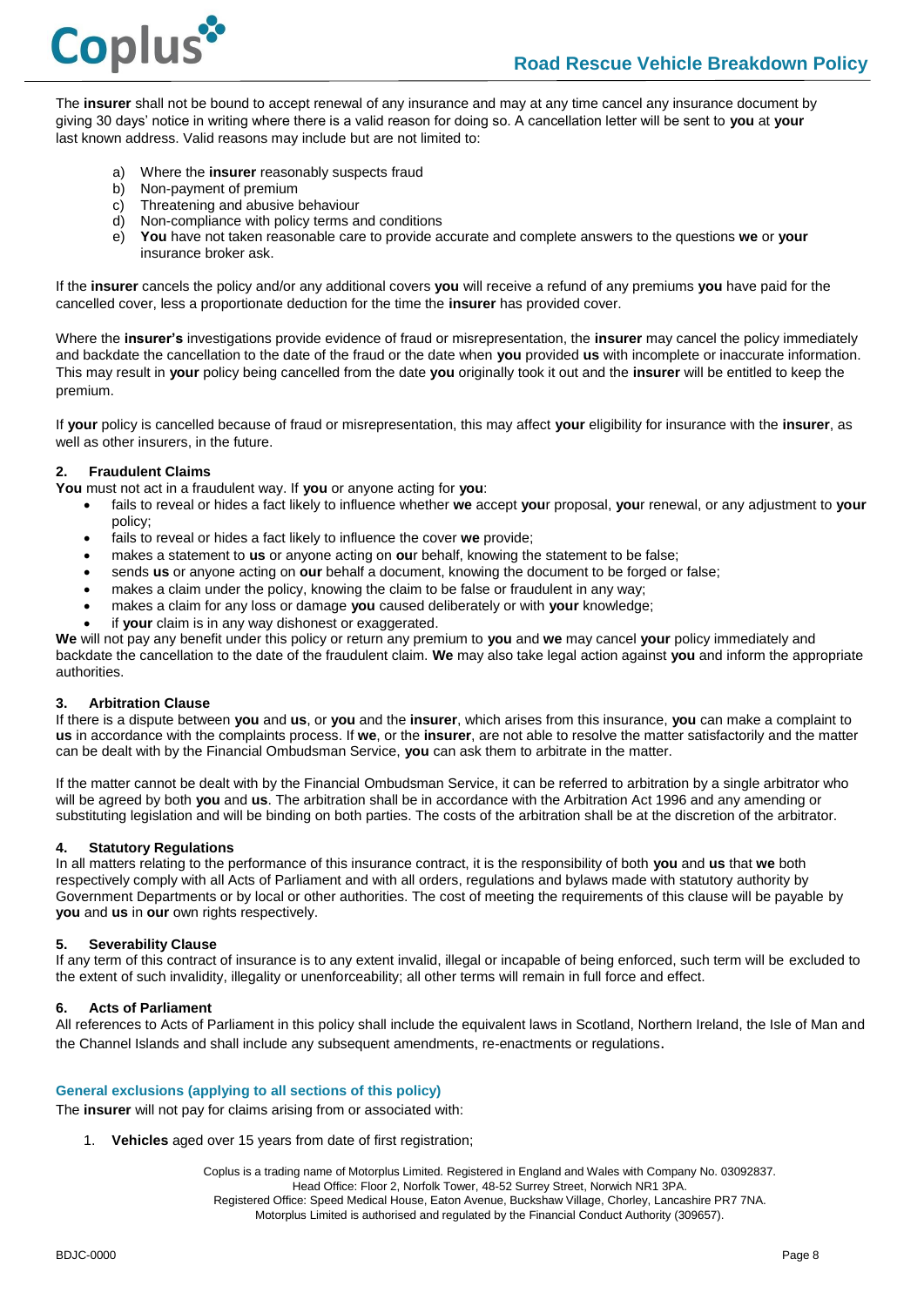The **insurer** shall not be bound to accept renewal of any insurance and may at any time cancel any insurance document by giving 30 days' notice in writing where there is a valid reason for doing so. A cancellation letter will be sent to **you** at **your** last known address. Valid reasons may include but are not limited to:

a) Where the **insurer** reasonably suspects fraud
b) Non-payment of premium
c) Threatening and abusive behaviour
d) Non-compliance with policy terms and conditions
e) **You** have not taken reasonable care to provide accurate and complete answers to the questions **we** or **your** insurance broker ask.

If the **insurer** cancels the policy and/or any additional covers **you** will receive a refund of any premiums **you** have paid for the cancelled cover, less a proportionate deduction for the time the **insurer** has provided cover.

Where the **insurer's** investigations provide evidence of fraud or misrepresentation, the **insurer** may cancel the policy immediately and backdate the cancellation to the date of the fraud or the date when **you** provided **us** with incomplete or inaccurate information. This may result in **your** policy being cancelled from the date **you** originally took it out and the **insurer** will be entitled to keep the premium.

If **your** policy is cancelled because of fraud or misrepresentation, this may affect **your** eligibility for insurance with the **insurer**, as well as other insurers, in the future.

**2. Fraudulent Claims**

**You** must not act in a fraudulent way. If **you** or anyone acting for **you**:

- fails to reveal or hides a fact likely to influence whether **we** accept **you**r proposal, **you**r renewal, or any adjustment to **your** policy;
- fails to reveal or hides a fact likely to influence the cover **we** provide;
- makes a statement to **us** or anyone acting on **ou**r behalf, knowing the statement to be false;
- sends **us** or anyone acting on **our** behalf a document, knowing the document to be forged or false;
- makes a claim under the policy, knowing the claim to be false or fraudulent in any way;
- makes a claim for any loss or damage **you** caused deliberately or with **your** knowledge;
- if **your** claim is in any way dishonest or exaggerated.

**We** will not pay any benefit under this policy or return any premium to **you** and **we** may cancel **your** policy immediately and backdate the cancellation to the date of the fraudulent claim. **We** may also take legal action against **you** and inform the appropriate authorities.

**3. Arbitration Clause**

If there is a dispute between **you** and **us**, or **you** and the **insurer**, which arises from this insurance, **you** can make a complaint to **us** in accordance with the complaints process. If **we**, or the **insurer**, are not able to resolve the matter satisfactorily and the matter can be dealt with by the Financial Ombudsman Service, **you** can ask them to arbitrate in the matter.

If the matter cannot be dealt with by the Financial Ombudsman Service, it can be referred to arbitration by a single arbitrator who will be agreed by both **you** and **us**. The arbitration shall be in accordance with the Arbitration Act 1996 and any amending or substituting legislation and will be binding on both parties. The costs of the arbitration shall be at the discretion of the arbitrator.

**4. Statutory Regulations**

In all matters relating to the performance of this insurance contract, it is the responsibility of both **you** and **us** that **we** both respectively comply with all Acts of Parliament and with all orders, regulations and bylaws made with statutory authority by Government Departments or by local or other authorities. The cost of meeting the requirements of this clause will be payable by **you** and **us** in **our** own rights respectively.

**5. Severability Clause**

If any term of this contract of insurance is to any extent invalid, illegal or incapable of being enforced, such term will be excluded to the extent of such invalidity, illegality or unenforceability; all other terms will remain in full force and effect.

**6. Acts of Parliament**

All references to Acts of Parliament in this policy shall include the equivalent laws in Scotland, Northern Ireland, the Isle of Man and the Channel Islands and shall include any subsequent amendments, re-enactments or regulations.

## General exclusions (applying to all sections of this policy)

The **insurer** will not pay for claims arising from or associated with:

1. **Vehicles** aged over 15 years from date of first registration;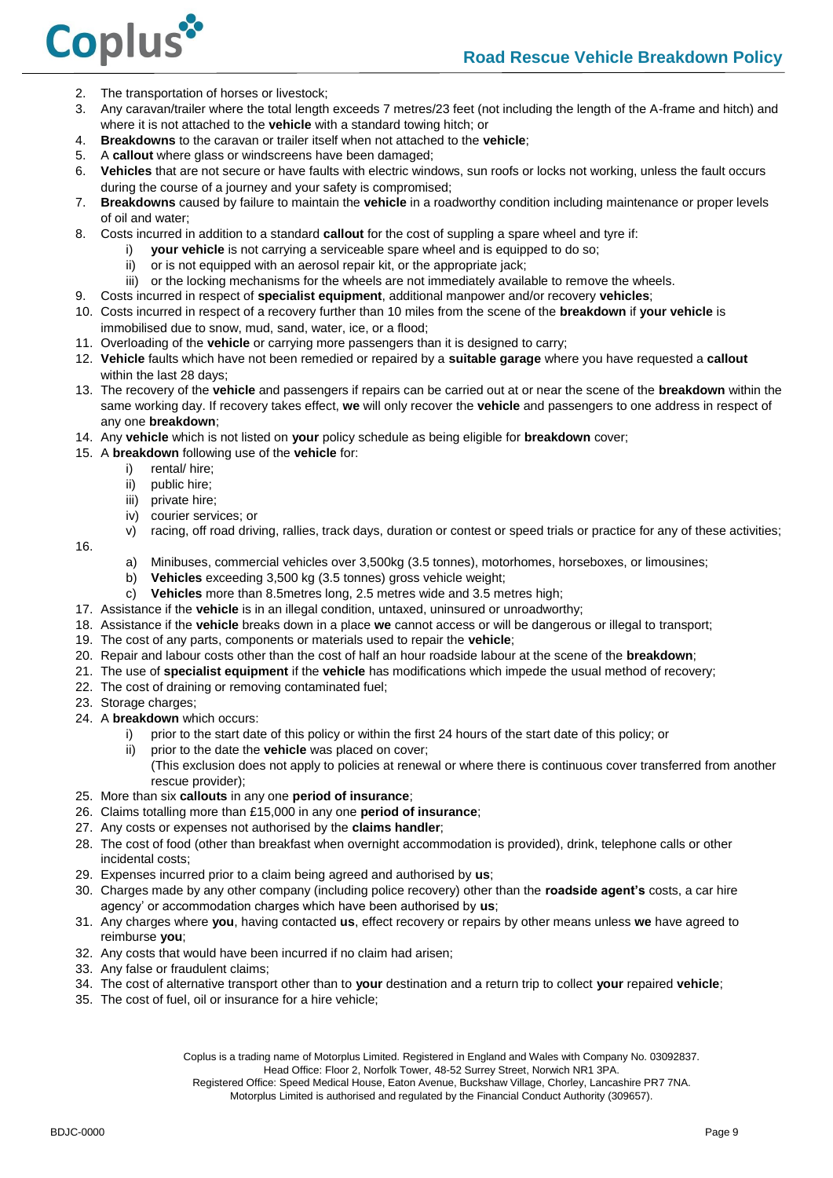2. The transportation of horses or livestock;
3. Any caravan/trailer where the total length exceeds 7 metres/23 feet (not including the length of the A-frame and hitch) and where it is not attached to the **vehicle** with a standard towing hitch; or
4. **Breakdowns** to the caravan or trailer itself when not attached to the **vehicle**;
5. A **callout** where glass or windscreens have been damaged;
6. **Vehicles** that are not secure or have faults with electric windows, sun roofs or locks not working, unless the fault occurs during the course of a journey and your safety is compromised;
7. **Breakdowns** caused by failure to maintain the **vehicle** in a roadworthy condition including maintenance or proper levels of oil and water;
8. Costs incurred in addition to a standard **callout** for the cost of suppling a spare wheel and tyre if:
    i) **your vehicle** is not carrying a serviceable spare wheel and is equipped to do so;
    ii) or is not equipped with an aerosol repair kit, or the appropriate jack;
    iii) or the locking mechanisms for the wheels are not immediately available to remove the wheels.
9. Costs incurred in respect of **specialist equipment**, additional manpower and/or recovery **vehicles**;
10. Costs incurred in respect of a recovery further than 10 miles from the scene of the **breakdown** if **your vehicle** is immobilised due to snow, mud, sand, water, ice, or a flood;
11. Overloading of the **vehicle** or carrying more passengers than it is designed to carry;
12. **Vehicle** faults which have not been remedied or repaired by a **suitable garage** where you have requested a **callout** within the last 28 days;
13. The recovery of the **vehicle** and passengers if repairs can be carried out at or near the scene of the **breakdown** within the same working day. If recovery takes effect, **we** will only recover the **vehicle** and passengers to one address in respect of any one **breakdown**;
14. Any **vehicle** which is not listed on **your** policy schedule as being eligible for **breakdown** cover;
15. A **breakdown** following use of the **vehicle** for:
    i) rental/ hire;
    ii) public hire;
    iii) private hire;
    iv) courier services; or
    v) racing, off road driving, rallies, track days, duration or contest or speed trials or practice for any of these activities;
16. 
    a) Minibuses, commercial vehicles over 3,500kg (3.5 tonnes), motorhomes, horseboxes, or limousines;
    b) **Vehicles** exceeding 3,500 kg (3.5 tonnes) gross vehicle weight;
    c) **Vehicles** more than 8.5metres long, 2.5 metres wide and 3.5 metres high;
17. Assistance if the **vehicle** is in an illegal condition, untaxed, uninsured or unroadworthy;
18. Assistance if the **vehicle** breaks down in a place **we** cannot access or will be dangerous or illegal to transport;
19. The cost of any parts, components or materials used to repair the **vehicle**;
20. Repair and labour costs other than the cost of half an hour roadside labour at the scene of the **breakdown**;
21. The use of **specialist equipment** if the **vehicle** has modifications which impede the usual method of recovery;
22. The cost of draining or removing contaminated fuel;
23. Storage charges;
24. A **breakdown** which occurs:
    i) prior to the start date of this policy or within the first 24 hours of the start date of this policy; or
    ii) prior to the date the **vehicle** was placed on cover;
    (This exclusion does not apply to policies at renewal or where there is continuous cover transferred from another rescue provider);
25. More than six **callouts** in any one **period of insurance**;
26. Claims totalling more than £15,000 in any one **period of insurance**;
27. Any costs or expenses not authorised by the **claims handler**;
28. The cost of food (other than breakfast when overnight accommodation is provided), drink, telephone calls or other incidental costs;
29. Expenses incurred prior to a claim being agreed and authorised by **us**;
30. Charges made by any other company (including police recovery) other than the **roadside agent's** costs, a car hire agency' or accommodation charges which have been authorised by **us**;
31. Any charges where **you**, having contacted **us**, effect recovery or repairs by other means unless **we** have agreed to reimburse **you**;
32. Any costs that would have been incurred if no claim had arisen;
33. Any false or fraudulent claims;
34. The cost of alternative transport other than to **your** destination and a return trip to collect **your** repaired **vehicle**;
35. The cost of fuel, oil or insurance for a hire vehicle;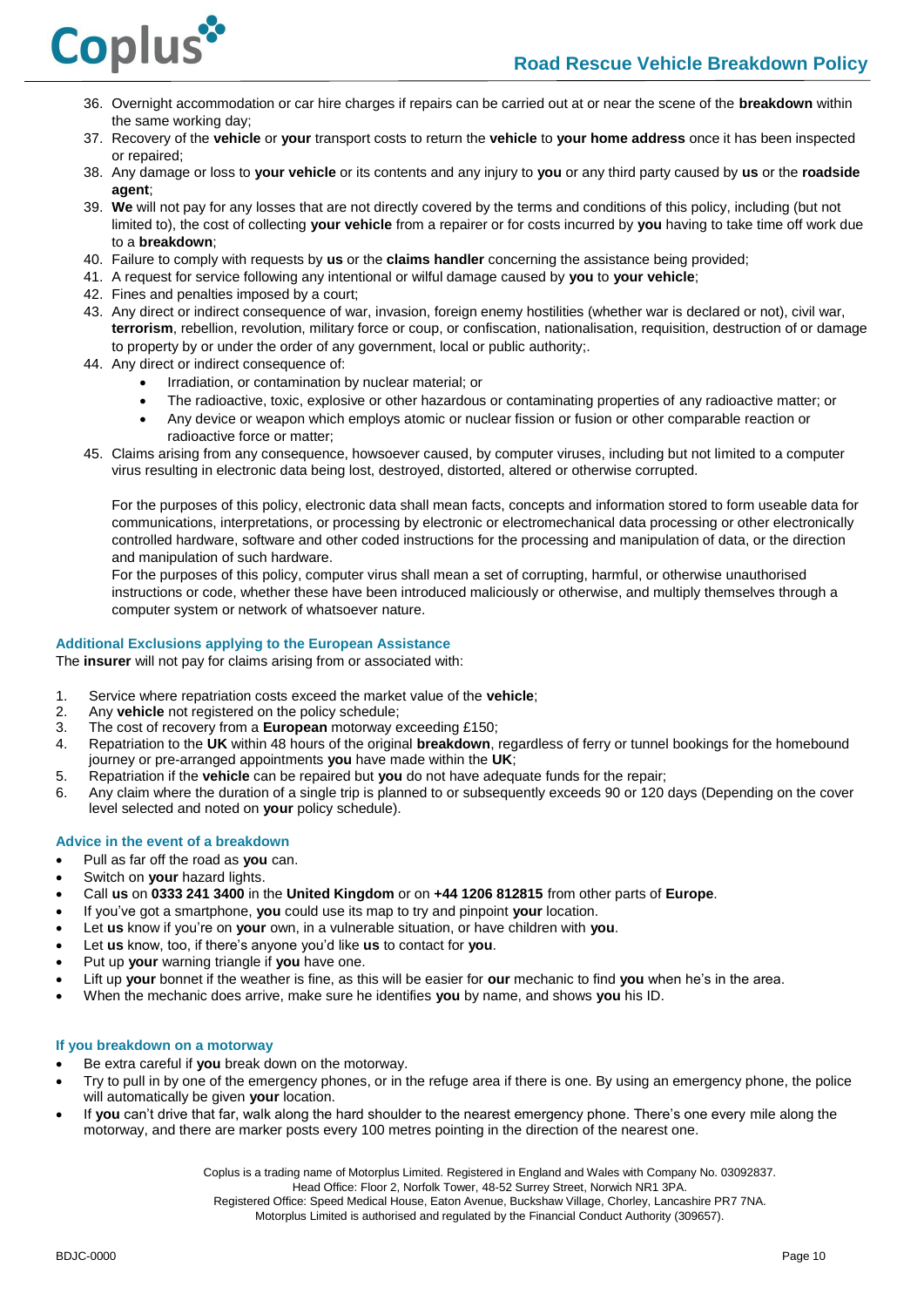36. Overnight accommodation or car hire charges if repairs can be carried out at or near the scene of the **breakdown** within the same working day;
37. Recovery of the **vehicle** or **your** transport costs to return the **vehicle** to **your home address** once it has been inspected or repaired;
38. Any damage or loss to **your vehicle** or its contents and any injury to **you** or any third party caused by **us** or the **roadside agent**;
39. **We** will not pay for any losses that are not directly covered by the terms and conditions of this policy, including (but not limited to), the cost of collecting **your vehicle** from a repairer or for costs incurred by **you** having to take time off work due to a **breakdown**;
40. Failure to comply with requests by **us** or the **claims handler** concerning the assistance being provided;
41. A request for service following any intentional or wilful damage caused by **you** to **your vehicle**;
42. Fines and penalties imposed by a court;
43. Any direct or indirect consequence of war, invasion, foreign enemy hostilities (whether war is declared or not), civil war, **terrorism**, rebellion, revolution, military force or coup, or confiscation, nationalisation, requisition, destruction of or damage to property by or under the order of any government, local or public authority;.
44. Any direct or indirect consequence of:
    - Irradiation, or contamination by nuclear material; or
    - The radioactive, toxic, explosive or other hazardous or contaminating properties of any radioactive matter; or
    - Any device or weapon which employs atomic or nuclear fission or fusion or other comparable reaction or radioactive force or matter;
45. Claims arising from any consequence, howsoever caused, by computer viruses, including but not limited to a computer virus resulting in electronic data being lost, destroyed, distorted, altered or otherwise corrupted.

    For the purposes of this policy, electronic data shall mean facts, concepts and information stored to form useable data for communications, interpretations, or processing by electronic or electromechanical data processing or other electronically controlled hardware, software and other coded instructions for the processing and manipulation of data, or the direction and manipulation of such hardware.
    For the purposes of this policy, computer virus shall mean a set of corrupting, harmful, or otherwise unauthorised instructions or code, whether these have been introduced maliciously or otherwise, and multiply themselves through a computer system or network of whatsoever nature.

### Additional Exclusions applying to the European Assistance

The **insurer** will not pay for claims arising from or associated with:

1. Service where repatriation costs exceed the market value of the **vehicle**;
2. Any **vehicle** not registered on the policy schedule;
3. The cost of recovery from a **European** motorway exceeding £150;
4. Repatriation to the **UK** within 48 hours of the original **breakdown**, regardless of ferry or tunnel bookings for the homebound journey or pre-arranged appointments **you** have made within the **UK**;
5. Repatriation if the **vehicle** can be repaired but **you** do not have adequate funds for the repair;
6. Any claim where the duration of a single trip is planned to or subsequently exceeds 90 or 120 days (Depending on the cover level selected and noted on **your** policy schedule).

### Advice in the event of a breakdown

- Pull as far off the road as **you** can.
- Switch on **your** hazard lights.
- Call **us** on **0333 241 3400** in the **United Kingdom** or on **+44 1206 812815** from other parts of **Europe**.
- If you've got a smartphone, **you** could use its map to try and pinpoint **your** location.
- Let **us** know if you're on **your** own, in a vulnerable situation, or have children with **you**.
- Let **us** know, too, if there's anyone you'd like **us** to contact for **you**.
- Put up **your** warning triangle if **you** have one.
- Lift up **your** bonnet if the weather is fine, as this will be easier for **our** mechanic to find **you** when he's in the area.
- When the mechanic does arrive, make sure he identifies **you** by name, and shows **you** his ID.

### If you breakdown on a motorway

- Be extra careful if **you** break down on the motorway.
- Try to pull in by one of the emergency phones, or in the refuge area if there is one. By using an emergency phone, the police will automatically be given **your** location.
- If **you** can't drive that far, walk along the hard shoulder to the nearest emergency phone. There's one every mile along the motorway, and there are marker posts every 100 metres pointing in the direction of the nearest one.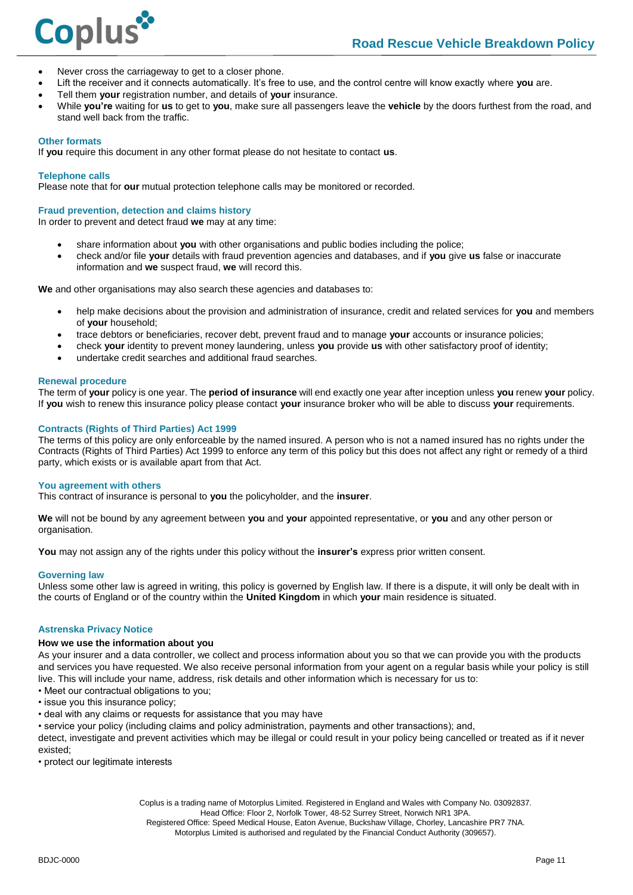- Never cross the carriageway to get to a closer phone.
- Lift the receiver and it connects automatically. It's free to use, and the control centre will know exactly where **you** are.
- Tell them **your** registration number, and details of **your** insurance.
- While **you're** waiting for **us** to get to **you**, make sure all passengers leave the **vehicle** by the doors furthest from the road, and stand well back from the traffic.

### Other formats

If **you** require this document in any other format please do not hesitate to contact **us**.

### Telephone calls

Please note that for **our** mutual protection telephone calls may be monitored or recorded.

### Fraud prevention, detection and claims history

In order to prevent and detect fraud **we** may at any time:

- share information about **you** with other organisations and public bodies including the police;
- check and/or file **your** details with fraud prevention agencies and databases, and if **you** give **us** false or inaccurate information and **we** suspect fraud, **we** will record this.

**We** and other organisations may also search these agencies and databases to:

- help make decisions about the provision and administration of insurance, credit and related services for **you** and members of **your** household;
- trace debtors or beneficiaries, recover debt, prevent fraud and to manage **your** accounts or insurance policies;
- check **your** identity to prevent money laundering, unless **you** provide **us** with other satisfactory proof of identity;
- undertake credit searches and additional fraud searches.

### Renewal procedure

The term of **your** policy is one year. The **period of insurance** will end exactly one year after inception unless **you** renew **your** policy. If **you** wish to renew this insurance policy please contact **your** insurance broker who will be able to discuss **your** requirements.

### Contracts (Rights of Third Parties) Act 1999

The terms of this policy are only enforceable by the named insured. A person who is not a named insured has no rights under the Contracts (Rights of Third Parties) Act 1999 to enforce any term of this policy but this does not affect any right or remedy of a third party, which exists or is available apart from that Act.

### You agreement with others

This contract of insurance is personal to **you** the policyholder, and the **insurer**.

**We** will not be bound by any agreement between **you** and **your** appointed representative, or **you** and any other person or organisation.

**You** may not assign any of the rights under this policy without the **insurer's** express prior written consent.

### Governing law

Unless some other law is agreed in writing, this policy is governed by English law. If there is a dispute, it will only be dealt with in the courts of England or of the country within the **United Kingdom** in which **your** main residence is situated.

### Astrenska Privacy Notice

**How we use the information about you**

As your insurer and a data controller, we collect and process information about you so that we can provide you with the products and services you have requested. We also receive personal information from your agent on a regular basis while your policy is still live. This will include your name, address, risk details and other information which is necessary for us to:

- Meet our contractual obligations to you;
- issue you this insurance policy;
- deal with any claims or requests for assistance that you may have
- service your policy (including claims and policy administration, payments and other transactions); and,

detect, investigate and prevent activities which may be illegal or could result in your policy being cancelled or treated as if it never existed;

- protect our legitimate interests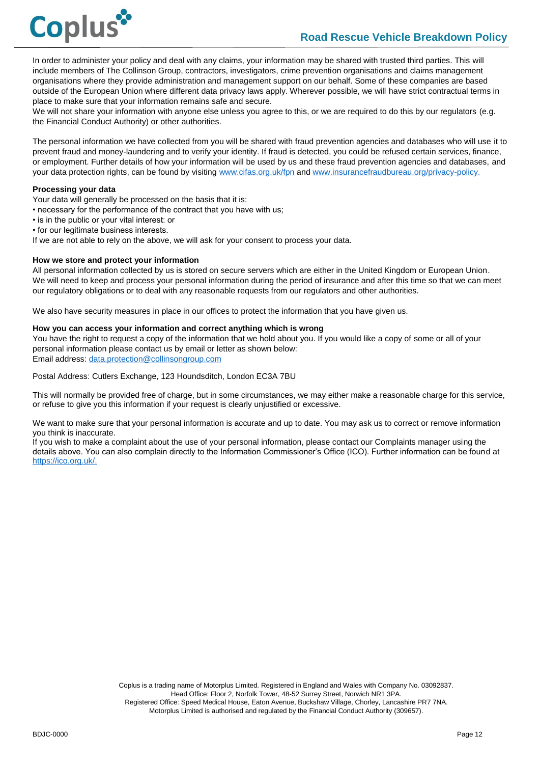In order to administer your policy and deal with any claims, your information may be shared with trusted third parties. This will include members of The Collinson Group, contractors, investigators, crime prevention organisations and claims management organisations where they provide administration and management support on our behalf. Some of these companies are based outside of the European Union where different data privacy laws apply. Wherever possible, we will have strict contractual terms in place to make sure that your information remains safe and secure.
We will not share your information with anyone else unless you agree to this, or we are required to do this by our regulators (e.g. the Financial Conduct Authority) or other authorities.

The personal information we have collected from you will be shared with fraud prevention agencies and databases who will use it to prevent fraud and money-laundering and to verify your identity. If fraud is detected, you could be refused certain services, finance, or employment. Further details of how your information will be used by us and these fraud prevention agencies and databases, and your data protection rights, can be found by visiting www.cifas.org.uk/fpn and www.insurancefraudbureau.org/privacy-policy.

**Processing your data**

Your data will generally be processed on the basis that it is:

- necessary for the performance of the contract that you have with us;
- is in the public or your vital interest: or
- for our legitimate business interests.

If we are not able to rely on the above, we will ask for your consent to process your data.

**How we store and protect your information**

All personal information collected by us is stored on secure servers which are either in the United Kingdom or European Union. We will need to keep and process your personal information during the period of insurance and after this time so that we can meet our regulatory obligations or to deal with any reasonable requests from our regulators and other authorities.

We also have security measures in place in our offices to protect the information that you have given us.

**How you can access your information and correct anything which is wrong**

You have the right to request a copy of the information that we hold about you. If you would like a copy of some or all of your personal information please contact us by email or letter as shown below:
Email address: data.protection@collinsongroup.com

Postal Address: Cutlers Exchange, 123 Houndsditch, London EC3A 7BU

This will normally be provided free of charge, but in some circumstances, we may either make a reasonable charge for this service, or refuse to give you this information if your request is clearly unjustified or excessive.

We want to make sure that your personal information is accurate and up to date. You may ask us to correct or remove information you think is inaccurate.
If you wish to make a complaint about the use of your personal information, please contact our Complaints manager using the details above. You can also complain directly to the Information Commissioner's Office (ICO). Further information can be found at https://ico.org.uk/.

Coplus is a trading name of Motorplus Limited. Registered in England and Wales with Company No. 03092837.
Head Office: Floor 2, Norfolk Tower, 48-52 Surrey Street, Norwich NR1 3PA.
Registered Office: Speed Medical House, Eaton Avenue, Buckshaw Village, Chorley, Lancashire PR7 7NA.
Motorplus Limited is authorised and regulated by the Financial Conduct Authority (309657).